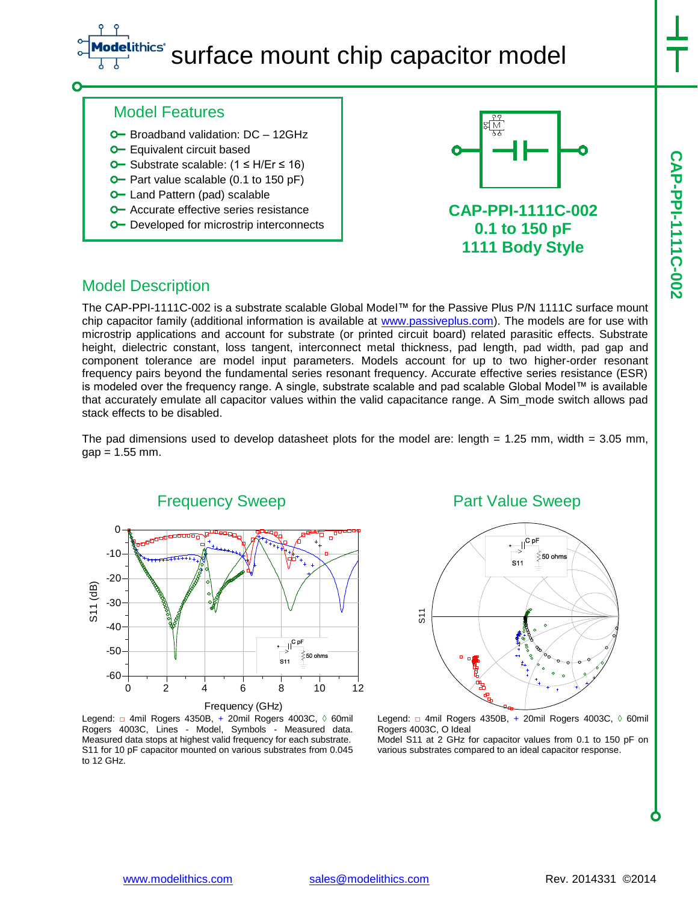# surface mount chip capacitor model

## Model Features

- Broadband validation: DC – 12GHz
- Equivalent circuit based
- Substrate scalable: (1 ≤ H/Er ≤ 16)
- Part value scalable (0.1 to 150 pF)
- Land Pattern (pad) scalable
- Accurate effective series resistance
- Developed for microstrip interconnects

**CAP-PPI-1111C-002**
**0.1 to 150 pF**
**1111 Body Style**

## Model Description

The CAP-PPI-1111C-002 is a substrate scalable Global Model™ for the Passive Plus P/N 1111C surface mount chip capacitor family (additional information is available at www.passiveplus.com). The models are for use with microstrip applications and account for substrate (or printed circuit board) related parasitic effects. Substrate height, dielectric constant, loss tangent, interconnect metal thickness, pad length, pad width, pad gap and component tolerance are model input parameters. Models account for up to two higher-order resonant frequency pairs beyond the fundamental series resonant frequency. Accurate effective series resistance (ESR) is modeled over the frequency range. A single, substrate scalable and pad scalable Global Model™ is available that accurately emulate all capacitor values within the valid capacitance range. A Sim_mode switch allows pad stack effects to be disabled.

The pad dimensions used to develop datasheet plots for the model are: length = 1.25 mm, width = 3.05 mm, gap = 1.55 mm.

### Frequency Sweep

Legend: □ 4mil Rogers 4350B, + 20mil Rogers 4003C, ◊ 60mil Rogers 4003C, Lines - Model, Symbols - Measured data. Measured data stops at highest valid frequency for each substrate. S11 for 10 pF capacitor mounted on various substrates from 0.045 to 12 GHz.

### Part Value Sweep

Legend: □ 4mil Rogers 4350B, + 20mil Rogers 4003C, ◊ 60mil Rogers 4003C, O Ideal
Model S11 at 2 GHz for capacitor values from 0.1 to 150 pF on various substrates compared to an ideal capacitor response.

www.modelithics.com | sales@modelithics.com | Rev. 2014331 ©2014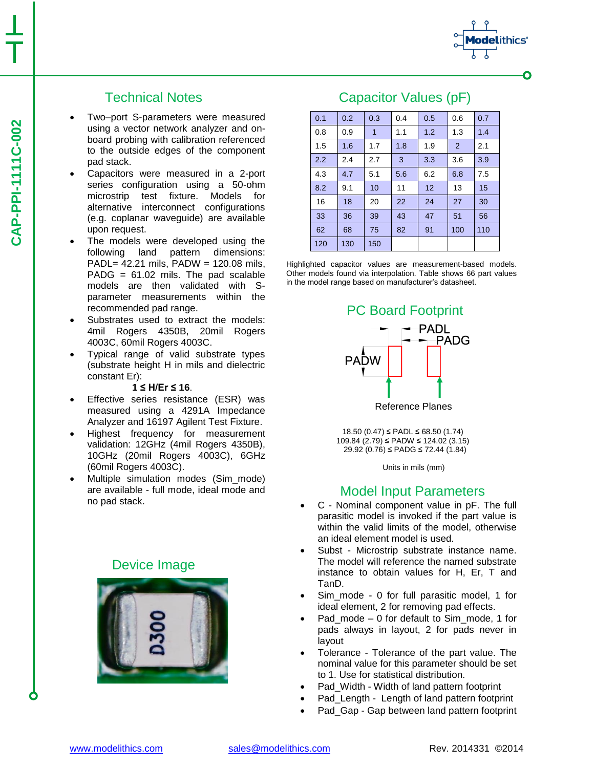CAP-PPI-1111C-002

## Technical Notes

- Two–port S-parameters were measured using a vector network analyzer and on-board probing with calibration referenced to the outside edges of the component pad stack.
- Capacitors were measured in a 2-port series configuration using a 50-ohm microstrip test fixture. Models for alternative interconnect configurations (e.g. coplanar waveguide) are available upon request.
- The models were developed using the following land pattern dimensions: PADL= 42.21 mils, PADW = 120.08 mils, PADG = 61.02 mils. The pad scalable models are then validated with S-parameter measurements within the recommended pad range.
- Substrates used to extract the models: 4mil Rogers 4350B, 20mil Rogers 4003C, 60mil Rogers 4003C.
- Typical range of valid substrate types (substrate height H in mils and dielectric constant Er):

  **1 ≤ H/Er ≤ 16**.
- Effective series resistance (ESR) was measured using a 4291A Impedance Analyzer and 16197 Agilent Test Fixture.
- Highest frequency for measurement validation: 12GHz (4mil Rogers 4350B), 10GHz (20mil Rogers 4003C), 6GHz (60mil Rogers 4003C).
- Multiple simulation modes (Sim_mode) are available - full mode, ideal mode and no pad stack.

## Capacitor Values (pF)

| 0.1 | 0.2 | 0.3 | 0.4 | 0.5 | 0.6 | 0.7 |
|---|---|---|---|---|---|---|
| 0.8 | 0.9 | 1 | 1.1 | 1.2 | 1.3 | 1.4 |
| 1.5 | 1.6 | 1.7 | 1.8 | 1.9 | 2 | 2.1 |
| 2.2 | 2.4 | 2.7 | 3 | 3.3 | 3.6 | 3.9 |
| 4.3 | 4.7 | 5.1 | 5.6 | 6.2 | 6.8 | 7.5 |
| 8.2 | 9.1 | 10 | 11 | 12 | 13 | 15 |
| 16 | 18 | 20 | 22 | 24 | 27 | 30 |
| 33 | 36 | 39 | 43 | 47 | 51 | 56 |
| 62 | 68 | 75 | 82 | 91 | 100 | 110 |
| 120 | 130 | 150 | | | | |

Highlighted capacitor values are measurement-based models. Other models found via interpolation. Table shows 66 part values in the model range based on manufacturer's datasheet.

## PC Board Footprint

PADL PADG PADW

Reference Planes

18.50 (0.47) ≤ PADL ≤ 68.50 (1.74)
109.84 (2.79) ≤ PADW ≤ 124.02 (3.15)
29.92 (0.76) ≤ PADG ≤ 72.44 (1.84)

Units in mils (mm)

## Model Input Parameters

- C - Nominal component value in pF. The full parasitic model is invoked if the part value is within the valid limits of the model, otherwise an ideal element model is used.
- Subst - Microstrip substrate instance name. The model will reference the named substrate instance to obtain values for H, Er, T and TanD.
- Sim_mode - 0 for full parasitic model, 1 for ideal element, 2 for removing pad effects.
- Pad_mode – 0 for default to Sim_mode, 1 for pads always in layout, 2 for pads never in layout
- Tolerance - Tolerance of the part value. The nominal value for this parameter should be set to 1. Use for statistical distribution.
- Pad_Width - Width of land pattern footprint
- Pad_Length - Length of land pattern footprint
- Pad_Gap - Gap between land pattern footprint

## Device Image

www.modelithics.com sales@modelithics.com Rev. 2014331 ©2014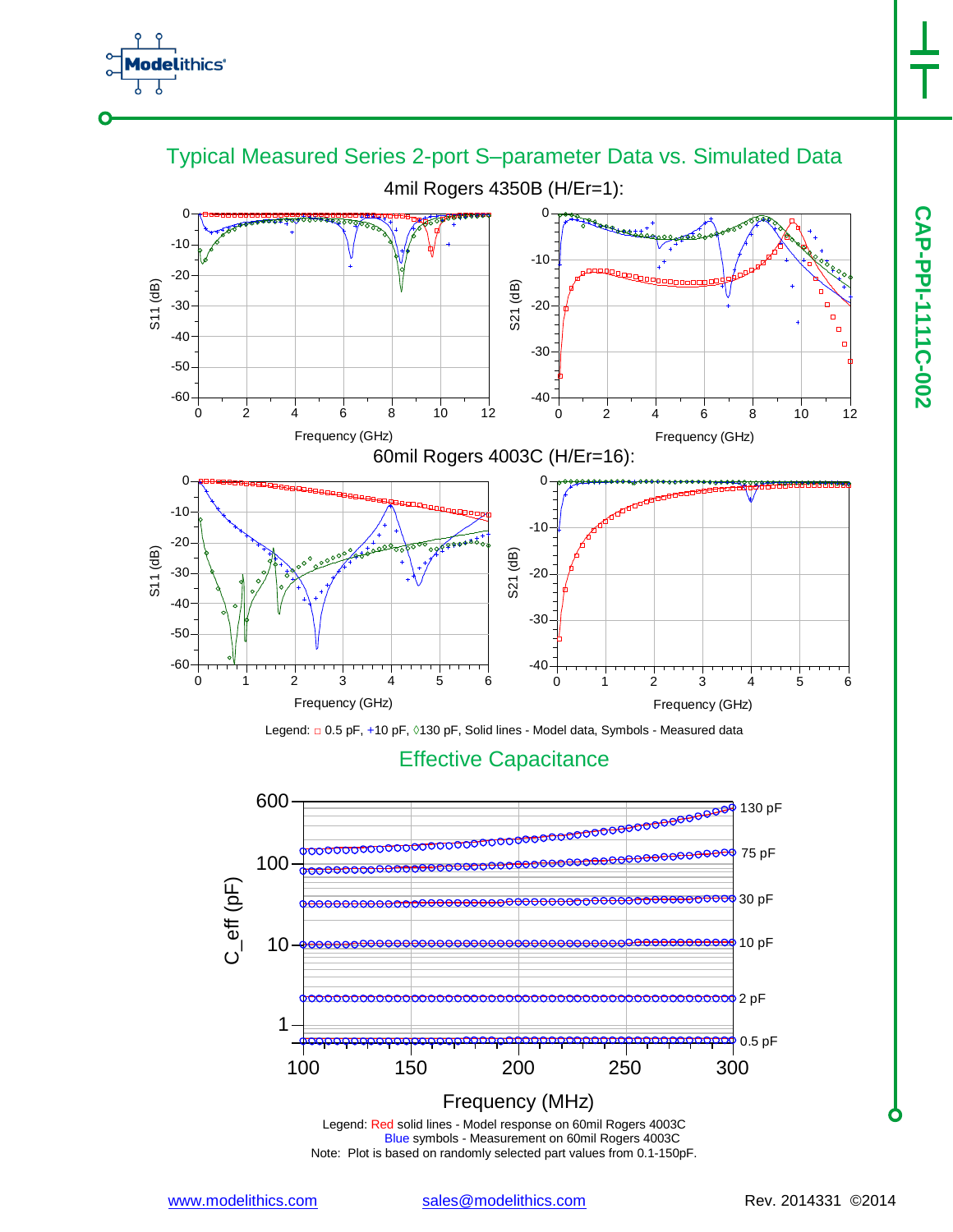## Typical Measured Series 2-port S–parameter Data vs. Simulated Data

### 4mil Rogers 4350B (H/Er=1):

### 60mil Rogers 4003C (H/Er=16):

Legend: □ 0.5 pF, +10 pF, ◊130 pF, Solid lines - Model data, Symbols - Measured data

## Effective Capacitance

Legend: Red solid lines - Model response on 60mil Rogers 4003C
Blue symbols - Measurement on 60mil Rogers 4003C
Note: Plot is based on randomly selected part values from 0.1-150pF.

www.modelithics.com sales@modelithics.com Rev. 2014331 ©2014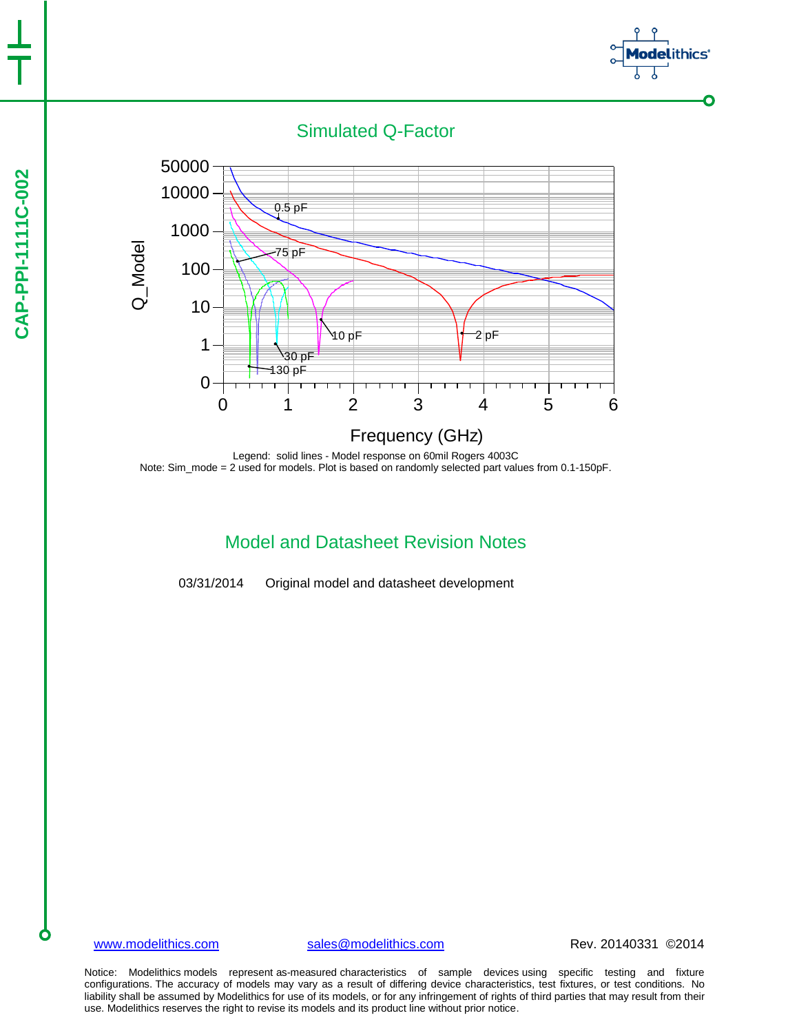## Simulated Q-Factor

Legend: solid lines - Model response on 60mil Rogers 4003C
Note: Sim_mode = 2 used for models. Plot is based on randomly selected part values from 0.1-150pF.

## Model and Datasheet Revision Notes

03/31/2014 Original model and datasheet development

Notice: Modelithics models represent as-measured characteristics of sample devices using specific testing and fixture configurations. The accuracy of models may vary as a result of differing device characteristics, test fixtures, or test conditions. No liability shall be assumed by Modelithics for use of its models, or for any infringement of rights of third parties that may result from their use. Modelithics reserves the right to revise its models and its product line without prior notice.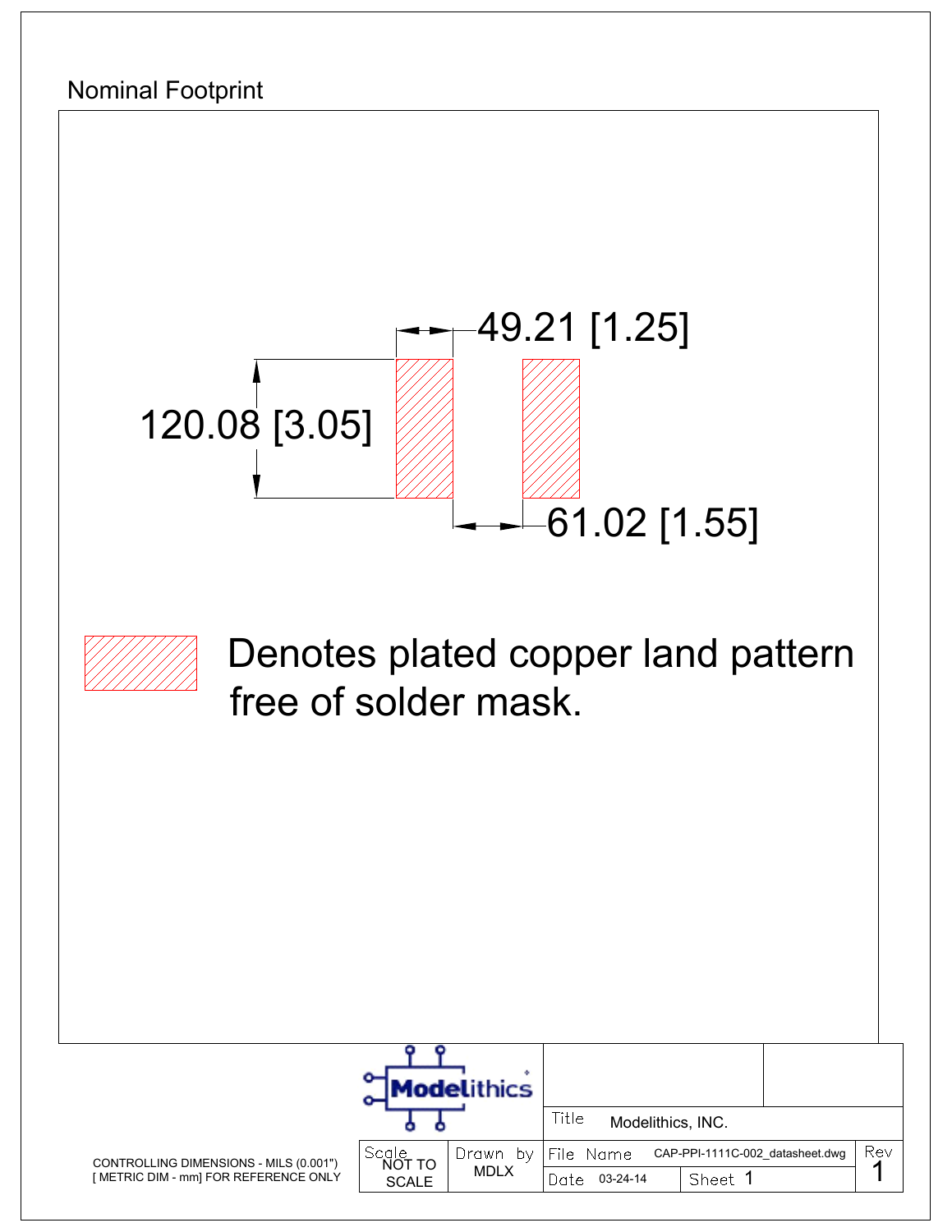## Nominal Footprint

49.21 [1.25]

120.08 [3.05]

61.02 [1.55]

Denotes plated copper land pattern free of solder mask.

CONTROLLING DIMENSIONS - MILS (0.001")
[ METRIC DIM - mm] FOR REFERENCE ONLY

| | | | | |
|---|---|---|---|---|
| Scale NOT TO SCALE | Drawn by MDLX | Title Modelithics, INC. | | |
| | | File Name CAP-PPI-1111C-002_datasheet.dwg | | Rev 1 |
| | | Date 03-24-14 | Sheet 1 | |